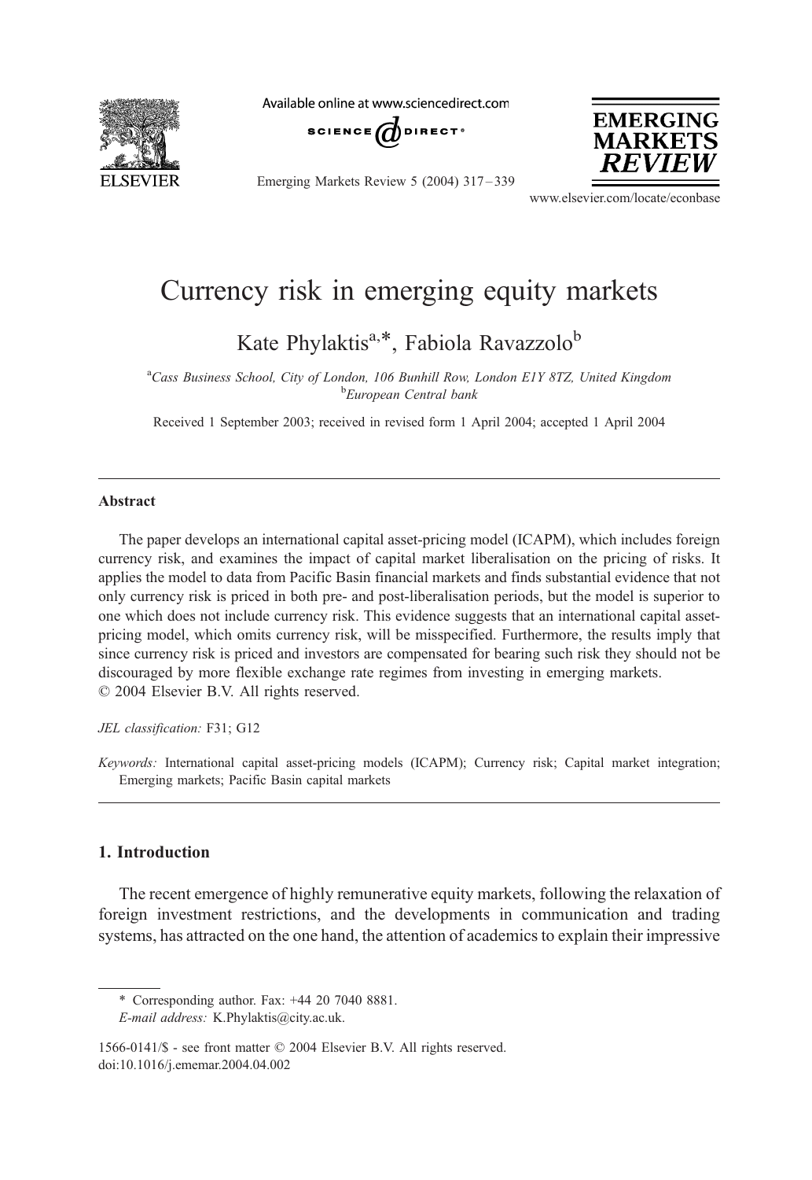# Currency risk in emerging equity markets

Kate Phylaktis[a,*], Fabiola Ravazzolo[b]

[a] *Cass Business School, City of London, 106 Bunhill Row, London E1Y 8TZ, United Kingdom*
[b] *European Central bank*

Received 1 September 2003; received in revised form 1 April 2004; accepted 1 April 2004

---

### Abstract

The paper develops an international capital asset-pricing model (ICAPM), which includes foreign currency risk, and examines the impact of capital market liberalisation on the pricing of risks. It applies the model to data from Pacific Basin financial markets and finds substantial evidence that not only currency risk is priced in both pre- and post-liberalisation periods, but the model is superior to one which does not include currency risk. This evidence suggests that an international capital asset-pricing model, which omits currency risk, will be misspecified. Furthermore, the results imply that since currency risk is priced and investors are compensated for bearing such risk they should not be discouraged by more flexible exchange rate regimes from investing in emerging markets.
© 2004 Elsevier B.V. All rights reserved.

*JEL classification:* F31; G12

*Keywords:* International capital asset-pricing models (ICAPM); Currency risk; Capital market integration; Emerging markets; Pacific Basin capital markets

---

## 1. Introduction

The recent emergence of highly remunerative equity markets, following the relaxation of foreign investment restrictions, and the developments in communication and trading systems, has attracted on the one hand, the attention of academics to explain their impressive

---

\* Corresponding author. Fax: +44 20 7040 8881.
*E-mail address:* K.Phylaktis@city.ac.uk.

1566-0141/$ - see front matter © 2004 Elsevier B.V. All rights reserved.
doi:10.1016/j.ememar.2004.04.002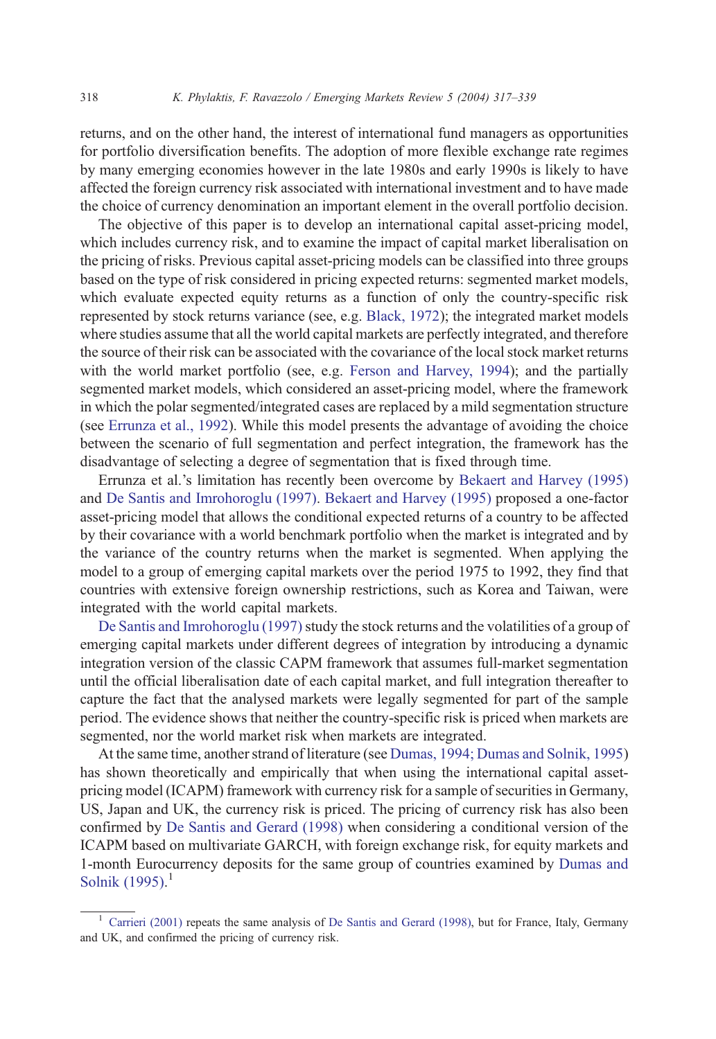returns, and on the other hand, the interest of international fund managers as opportunities for portfolio diversification benefits. The adoption of more flexible exchange rate regimes by many emerging economies however in the late 1980s and early 1990s is likely to have affected the foreign currency risk associated with international investment and to have made the choice of currency denomination an important element in the overall portfolio decision.

The objective of this paper is to develop an international capital asset-pricing model, which includes currency risk, and to examine the impact of capital market liberalisation on the pricing of risks. Previous capital asset-pricing models can be classified into three groups based on the type of risk considered in pricing expected returns: segmented market models, which evaluate expected equity returns as a function of only the country-specific risk represented by stock returns variance (see, e.g. Black, 1972); the integrated market models where studies assume that all the world capital markets are perfectly integrated, and therefore the source of their risk can be associated with the covariance of the local stock market returns with the world market portfolio (see, e.g. Ferson and Harvey, 1994); and the partially segmented market models, which considered an asset-pricing model, where the framework in which the polar segmented/integrated cases are replaced by a mild segmentation structure (see Errunza et al., 1992). While this model presents the advantage of avoiding the choice between the scenario of full segmentation and perfect integration, the framework has the disadvantage of selecting a degree of segmentation that is fixed through time.

Errunza et al.'s limitation has recently been overcome by Bekaert and Harvey (1995) and De Santis and Imrohoroglu (1997). Bekaert and Harvey (1995) proposed a one-factor asset-pricing model that allows the conditional expected returns of a country to be affected by their covariance with a world benchmark portfolio when the market is integrated and by the variance of the country returns when the market is segmented. When applying the model to a group of emerging capital markets over the period 1975 to 1992, they find that countries with extensive foreign ownership restrictions, such as Korea and Taiwan, were integrated with the world capital markets.

De Santis and Imrohoroglu (1997) study the stock returns and the volatilities of a group of emerging capital markets under different degrees of integration by introducing a dynamic integration version of the classic CAPM framework that assumes full-market segmentation until the official liberalisation date of each capital market, and full integration thereafter to capture the fact that the analysed markets were legally segmented for part of the sample period. The evidence shows that neither the country-specific risk is priced when markets are segmented, nor the world market risk when markets are integrated.

At the same time, another strand of literature (see Dumas, 1994; Dumas and Solnik, 1995) has shown theoretically and empirically that when using the international capital asset-pricing model (ICAPM) framework with currency risk for a sample of securities in Germany, US, Japan and UK, the currency risk is priced. The pricing of currency risk has also been confirmed by De Santis and Gerard (1998) when considering a conditional version of the ICAPM based on multivariate GARCH, with foreign exchange risk, for equity markets and 1-month Eurocurrency deposits for the same group of countries examined by Dumas and Solnik (1995).[1]

[1] Carrieri (2001) repeats the same analysis of De Santis and Gerard (1998), but for France, Italy, Germany and UK, and confirmed the pricing of currency risk.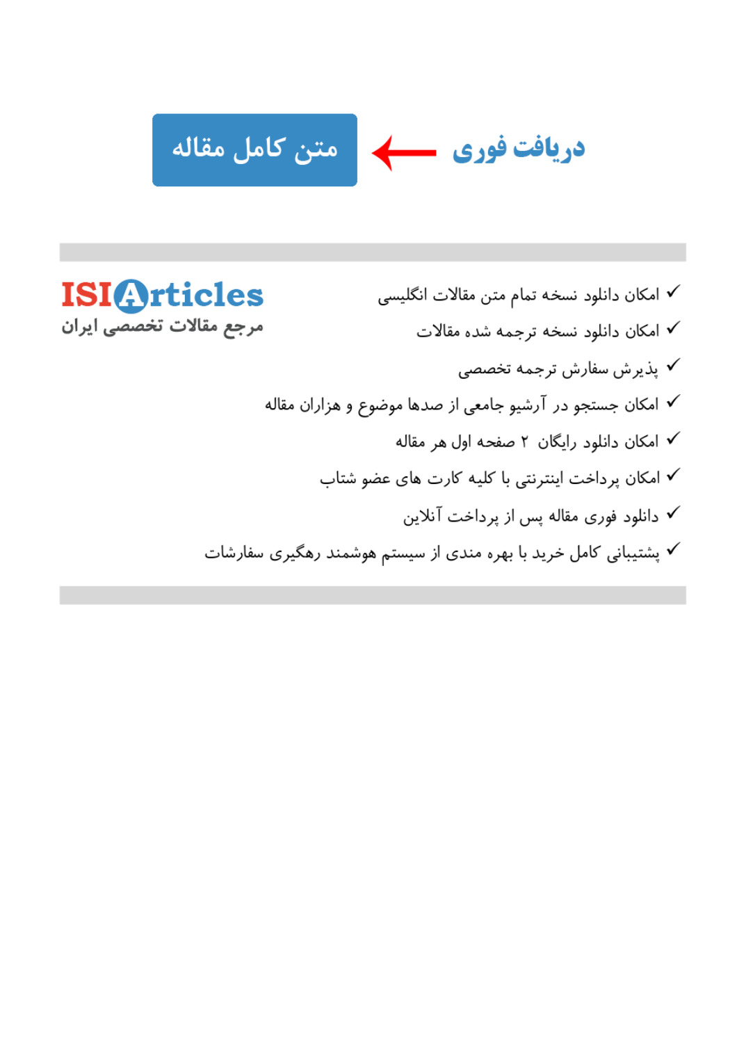دریافت فوری ← متن کامل مقاله

**ISIArticles**
مرجع مقالات تخصصی ایران

- ✓ امکان دانلود نسخه تمام متن مقالات انگلیسی
- ✓ امکان دانلود نسخه ترجمه شده مقالات
- ✓ پذیرش سفارش ترجمه تخصصی
- ✓ امکان جستجو در آرشیو جامعی از صدها موضوع و هزاران مقاله
- ✓ امکان دانلود رایگان ۲ صفحه اول هر مقاله
- ✓ امکان پرداخت اینترنتی با کلیه کارت های عضو شتاب
- ✓ دانلود فوری مقاله پس از پرداخت آنلاین
- ✓ پشتیبانی کامل خرید با بهره مندی از سیستم هوشمند رهگیری سفارشات